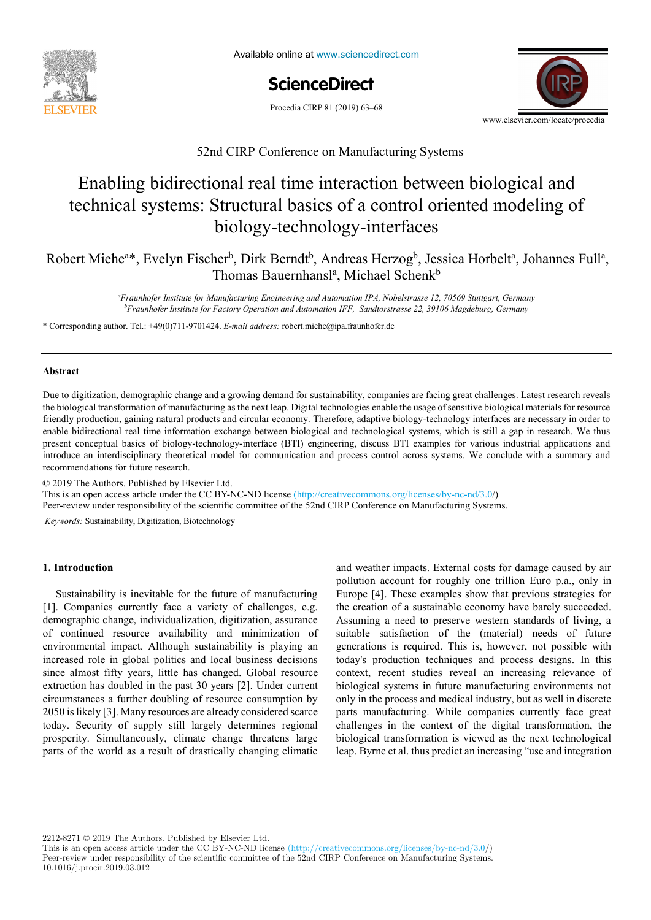52nd CIRP Conference on Manufacturing Systems

# Enabling bidirectional real time interaction between biological and technical systems: Structural basics of a control oriented modeling of biology-technology-interfaces

Robert Miehe[a]*, Evelyn Fischer[b], Dirk Berndt[b], Andreas Herzog[b], Jessica Horbelt[a], Johannes Full[a], Thomas Bauernhansl[a], Michael Schenk[b]

[a]*Fraunhofer Institute for Manufacturing Engineering and Automation IPA, Nobelstrasse 12, 70569 Stuttgart, Germany*
[b]*Fraunhofer Institute for Factory Operation and Automation IFF, Sandtorstrasse 22, 39106 Magdeburg, Germany*

\* Corresponding author. Tel.: +49(0)711-9701424. *E-mail address:* robert.miehe@ipa.fraunhofer.de

## Abstract

Due to digitization, demographic change and a growing demand for sustainability, companies are facing great challenges. Latest research reveals the biological transformation of manufacturing as the next leap. Digital technologies enable the usage of sensitive biological materials for resource friendly production, gaining natural products and circular economy. Therefore, adaptive biology-technology interfaces are necessary in order to enable bidirectional real time information exchange between biological and technological systems, which is still a gap in research. We thus present conceptual basics of biology-technology-interface (BTI) engineering, discuss BTI examples for various industrial applications and introduce an interdisciplinary theoretical model for communication and process control across systems. We conclude with a summary and recommendations for future research.

© 2019 The Authors. Published by Elsevier Ltd.
This is an open access article under the CC BY-NC-ND license (http://creativecommons.org/licenses/by-nc-nd/3.0/)
Peer-review under responsibility of the scientific committee of the 52nd CIRP Conference on Manufacturing Systems.

*Keywords:* Sustainability, Digitization, Biotechnology

## 1. Introduction

Sustainability is inevitable for the future of manufacturing [1]. Companies currently face a variety of challenges, e.g. demographic change, individualization, digitization, assurance of continued resource availability and minimization of environmental impact. Although sustainability is playing an increased role in global politics and local business decisions since almost fifty years, little has changed. Global resource extraction has doubled in the past 30 years [2]. Under current circumstances a further doubling of resource consumption by 2050 is likely [3]. Many resources are already considered scarce today. Security of supply still largely determines regional prosperity. Simultaneously, climate change threatens large parts of the world as a result of drastically changing climatic and weather impacts. External costs for damage caused by air pollution account for roughly one trillion Euro p.a., only in Europe [4]. These examples show that previous strategies for the creation of a sustainable economy have barely succeeded. Assuming a need to preserve western standards of living, a suitable satisfaction of the (material) needs of future generations is required. This is, however, not possible with today's production techniques and process designs. In this context, recent studies reveal an increasing relevance of biological systems in future manufacturing environments not only in the process and medical industry, but as well in discrete parts manufacturing. While companies currently face great challenges in the context of the digital transformation, the biological transformation is viewed as the next technological leap. Byrne et al. thus predict an increasing "use and integration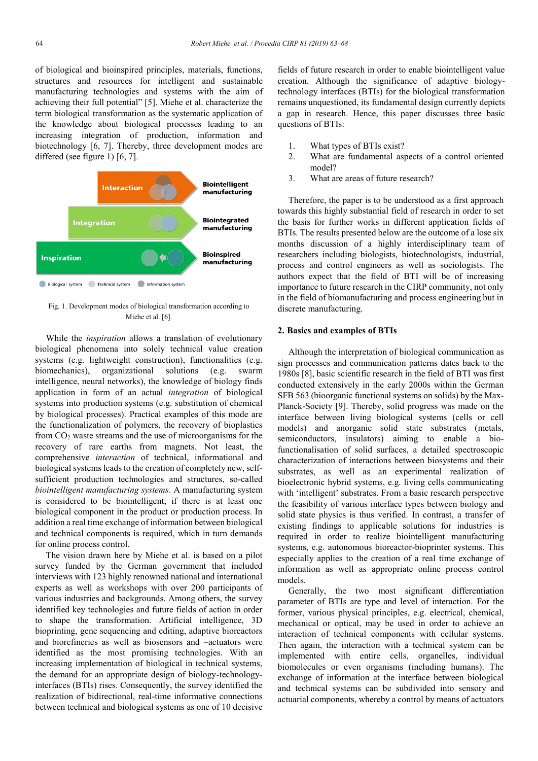of biological and bioinspired principles, materials, functions, structures and resources for intelligent and sustainable manufacturing technologies and systems with the aim of achieving their full potential" [5]. Miehe et al. characterize the term biological transformation as the systematic application of the knowledge about biological processes leading to an increasing integration of production, information and biotechnology [6, 7]. Thereby, three development modes are differed (see figure 1) [6, 7].

Interaction — Biointelligent manufacturing

Integration — Biointegrated manufacturing

Inspiration — Bioinspired manufacturing

Biological system · Technical system · Information system

Fig. 1. Development modes of biological transformation according to Miehe et al. [6].

While the *inspiration* allows a translation of evolutionary biological phenomena into solely technical value creation systems (e.g. lightweight construction), functionalities (e.g. biomechanics), organizational solutions (e.g. swarm intelligence, neural networks), the knowledge of biology finds application in form of an actual *integration* of biological systems into production systems (e.g. substitution of chemical by biological processes). Practical examples of this mode are the functionalization of polymers, the recovery of bioplastics from $CO_2$ waste streams and the use of microorganisms for the recovery of rare earths from magnets. Not least, the comprehensive *interaction* of technical, informational and biological systems leads to the creation of completely new, self-sufficient production technologies and structures, so-called *biointelligent manufacturing systems*. A manufacturing system is considered to be biointelligent, if there is at least one biological component in the product or production process. In addition a real time exchange of information between biological and technical components is required, which in turn demands for online process control.

The vision drawn here by Miehe et al. is based on a pilot survey funded by the German government that included interviews with 123 highly renowned national and international experts as well as workshops with over 200 participants of various industries and backgrounds. Among others, the survey identified key technologies and future fields of action in order to shape the transformation. Artificial intelligence, 3D bioprinting, gene sequencing and editing, adaptive bioreactors and biorefineries as well as biosensors and –actuators were identified as the most promising technologies. With an increasing implementation of biological in technical systems, the demand for an appropriate design of biology-technology-interfaces (BTIs) rises. Consequently, the survey identified the realization of bidirectional, real-time informative connections between technical and biological systems as one of 10 decisive fields of future research in order to enable biointelligent value creation. Although the significance of adaptive biology-technology interfaces (BTIs) for the biological transformation remains unquestioned, its fundamental design currently depicts a gap in research. Hence, this paper discusses three basic questions of BTIs:

1. What types of BTIs exist?
2. What are fundamental aspects of a control oriented model?
3. What are areas of future research?

Therefore, the paper is to be understood as a first approach towards this highly substantial field of research in order to set the basis for further works in different application fields of BTIs. The results presented below are the outcome of a lose six months discussion of a highly interdisciplinary team of researchers including biologists, biotechnologists, industrial, process and control engineers as well as sociologists. The authors expect that the field of BTI will be of increasing importance to future research in the CIRP community, not only in the field of biomanufacturing and process engineering but in discrete manufacturing.

## 2. Basics and examples of BTIs

Although the interpretation of biological communication as sign processes and communication patterns dates back to the 1980s [8], basic scientific research in the field of BTI was first conducted extensively in the early 2000s within the German SFB 563 (bioorganic functional systems on solids) by the Max-Planck-Society [9]. Thereby, solid progress was made on the interface between living biological systems (cells or cell models) and anorganic solid state substrates (metals, semiconductors, insulators) aiming to enable a bio-functionalisation of solid surfaces, a detailed spectroscopic characterization of interactions between biosystems and their substrates, as well as an experimental realization of bioelectronic hybrid systems, e.g. living cells communicating with 'intelligent' substrates. From a basic research perspective the feasibility of various interface types between biology and solid state physics is thus verified. In contrast, a transfer of existing findings to applicable solutions for industries is required in order to realize biointelligent manufacturing systems, e.g. autonomous bioreactor-bioprinter systems. This especially applies to the creation of a real time exchange of information as well as appropriate online process control models.

Generally, the two most significant differentiation parameter of BTIs are type and level of interaction. For the former, various physical principles, e.g. electrical, chemical, mechanical or optical, may be used in order to achieve an interaction of technical components with cellular systems. Then again, the interaction with a technical system can be implemented with entire cells, organelles, individual biomolecules or even organisms (including humans). The exchange of information at the interface between biological and technical systems can be subdivided into sensory and actuarial components, whereby a control by means of actuators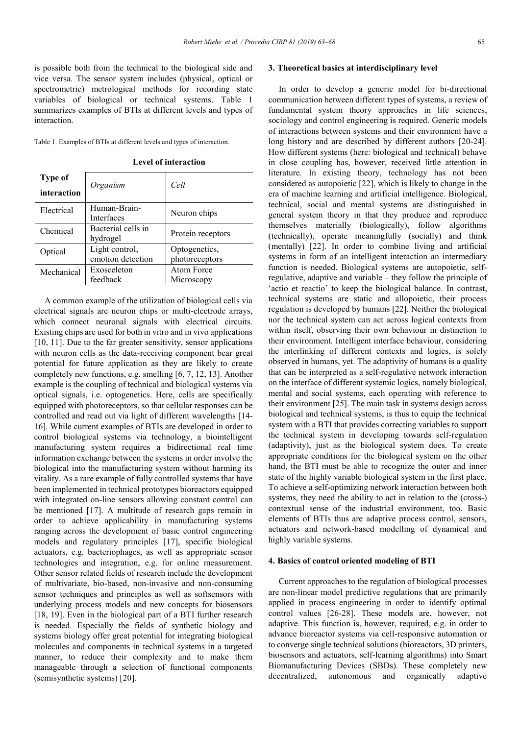is possible both from the technical to the biological side and vice versa. The sensor system includes (physical, optical or spectrometric) metrological methods for recording state variables of biological or technical systems. Table 1 summarizes examples of BTIs at different levels and types of interaction.

Table 1. Examples of BTIs at different levels and types of interaction.

| Type of interaction | Level of interaction | |
|---|---|---|
| | *Organism* | *Cell* |
| Electrical | Human-Brain-Interfaces | Neuron chips |
| Chemical | Bacterial cells in hydrogel | Protein receptors |
| Optical | Light control, emotion detection | Optogenetics, photoreceptors |
| Mechanical | Exosceleton feedback | Atom Force Microscopy |

A common example of the utilization of biological cells via electrical signals are neuron chips or multi-electrode arrays, which connect neuronal signals with electrical circuits. Existing chips are used for both in vitro and in vivo applications [10, 11]. Due to the far greater sensitivity, sensor applications with neuron cells as the data-receiving component bear great potential for future application as they are likely to create completely new functions, e.g. smelling [6, 7, 12, 13]. Another example is the coupling of technical and biological systems via optical signals, i.e. optogenetics. Here, cells are specifically equipped with photoreceptors, so that cellular responses can be controlled and read out via light of different wavelengths [14-16]. While current examples of BTIs are developed in order to control biological systems via technology, a biointelligent manufacturing system requires a bidirectional real time information exchange between the systems in order involve the biological into the manufacturing system without harming its vitality. As a rare example of fully controlled systems that have been implemented in technical prototypes bioreactors equipped with integrated on-line sensors allowing constant control can be mentioned [17]. A multitude of research gaps remain in order to achieve applicability in manufacturing systems ranging across the development of basic control engineering models and regulatory principles [17], specific biological actuators, e.g. bacteriophages, as well as appropriate sensor technologies and integration, e.g. for online measurement. Other sensor related fields of research include the development of multivariate, bio-based, non-invasive and non-consuming sensor techniques and principles as well as softsensors with underlying process models and new concepts for biosensors [18, 19]. Even in the biological part of a BTI further research is needed. Especially the fields of synthetic biology and systems biology offer great potential for integrating biological molecules and components in technical systems in a targeted manner, to reduce their complexity and to make them manageable through a selection of functional components (semisynthetic systems) [20].

## 3. Theoretical basics at interdisciplinary level

In order to develop a generic model for bi-directional communication between different types of systems, a review of fundamental system theory approaches in life sciences, sociology and control engineering is required. Generic models of interactions between systems and their environment have a long history and are described by different authors [20-24]. How different systems (here: biological and technical) behave in close coupling has, however, received little attention in literature. In existing theory, technology has not been considered as autopoietic [22], which is likely to change in the era of machine learning and artificial intelligence. Biological, technical, social and mental systems are distinguished in general system theory in that they produce and reproduce themselves materially (biologically), follow algorithms (technically), operate meaningfully (socially) and think (mentally) [22]. In order to combine living and artificial systems in form of an intelligent interaction an intermediary function is needed. Biological systems are autopoietic, self-regulative, adaptive and variable – they follow the principle of 'actio et reactio' to keep the biological balance. In contrast, technical systems are static and allopoietic, their process regulation is developed by humans [22]. Neither the biological nor the technical system can act across logical contexts from within itself, observing their own behaviour in distinction to their environment. Intelligent interface behaviour, considering the interlinking of different contexts and logics, is solely observed in humans, yet. The adaptivity of humans is a quality that can be interpreted as a self-regulative network interaction on the interface of different systemic logics, namely biological, mental and social systems, each operating with reference to their environment [25]. The main task in systems design across biological and technical systems, is thus to equip the technical system with a BTI that provides correcting variables to support the technical system in developing towards self-regulation (adaptivity), just as the biological system does. To create appropriate conditions for the biological system on the other hand, the BTI must be able to recognize the outer and inner state of the highly variable biological system in the first place. To achieve a self-optimizing network interaction between both systems, they need the ability to act in relation to the (cross-) contextual sense of the industrial environment, too. Basic elements of BTIs thus are adaptive process control, sensors, actuators and network-based modelling of dynamical and highly variable systems.

## 4. Basics of control oriented modeling of BTI

Current approaches to the regulation of biological processes are non-linear model predictive regulations that are primarily applied in process engineering in order to identify optimal control values [26-28]. These models are, however, not adaptive. This function is, however, required, e.g. in order to advance bioreactor systems via cell-responsive automation or to converge single technical solutions (bioreactors, 3D printers, biosensors and actuators, self-learning algorithms) into Smart Biomanufacturing Devices (SBDs). These completely new decentralized, autonomous and organically adaptive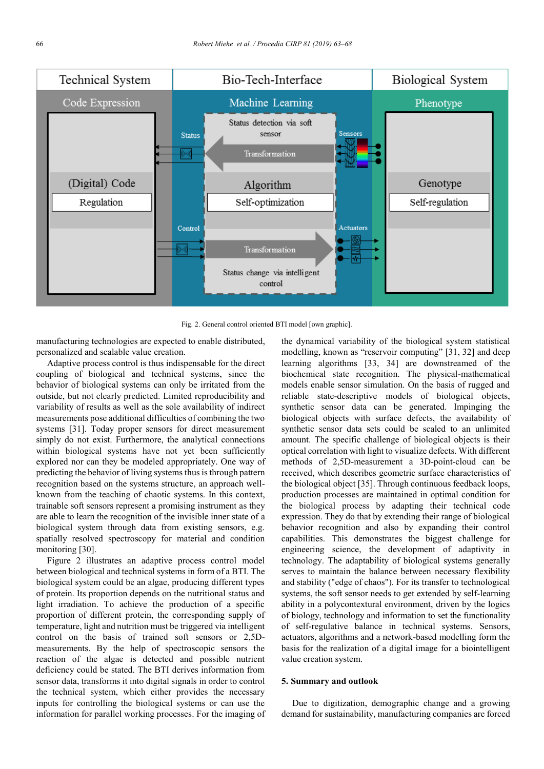Technical System

Bio-Tech-Interface

Biological System

Code Expression

Machine Learning

Phenotype

Status detection via soft sensor

Status

Sensors

Transformation

(Digital) Code

Regulation

Algorithm

Self-optimization

Genotype

Self-regulation

Control

Actuators

Transformation

Status change via intelligent control

Fig. 2. General control oriented BTI model [own graphic].

manufacturing technologies are expected to enable distributed, personalized and scalable value creation.

Adaptive process control is thus indispensable for the direct coupling of biological and technical systems, since the behavior of biological systems can only be irritated from the outside, but not clearly predicted. Limited reproducibility and variability of results as well as the sole availability of indirect measurements pose additional difficulties of combining the two systems [31]. Today proper sensors for direct measurement simply do not exist. Furthermore, the analytical connections within biological systems have not yet been sufficiently explored nor can they be modeled appropriately. One way of predicting the behavior of living systems thus is through pattern recognition based on the systems structure, an approach well-known from the teaching of chaotic systems. In this context, trainable soft sensors represent a promising instrument as they are able to learn the recognition of the invisible inner state of a biological system through data from existing sensors, e.g. spatially resolved spectroscopy for material and condition monitoring [30].

Figure 2 illustrates an adaptive process control model between biological and technical systems in form of a BTI. The biological system could be an algae, producing different types of protein. Its proportion depends on the nutritional status and light irradiation. To achieve the production of a specific proportion of different protein, the corresponding supply of temperature, light and nutrition must be triggered via intelligent control on the basis of trained soft sensors or 2,5D-measurements. By the help of spectroscopic sensors the reaction of the algae is detected and possible nutrient deficiency could be stated. The BTI derives information from sensor data, transforms it into digital signals in order to control the technical system, which either provides the necessary inputs for controlling the biological systems or can use the information for parallel working processes. For the imaging of the dynamical variability of the biological system statistical modelling, known as "reservoir computing" [31, 32] and deep learning algorithms [33, 34] are downstreamed of the biochemical state recognition. The physical-mathematical models enable sensor simulation. On the basis of rugged and reliable state-descriptive models of biological objects, synthetic sensor data can be generated. Impinging the biological objects with surface defects, the availability of synthetic sensor data sets could be scaled to an unlimited amount. The specific challenge of biological objects is their optical correlation with light to visualize defects. With different methods of 2,5D-measurement a 3D-point-cloud can be received, which describes geometric surface characteristics of the biological object [35]. Through continuous feedback loops, production processes are maintained in optimal condition for the biological process by adapting their technical code expression. They do that by extending their range of biological behavior recognition and also by expanding their control capabilities. This demonstrates the biggest challenge for engineering science, the development of adaptivity in technology. The adaptability of biological systems generally serves to maintain the balance between necessary flexibility and stability ("edge of chaos"). For its transfer to technological systems, the soft sensor needs to get extended by self-learning ability in a polycontextural environment, driven by the logics of biology, technology and information to set the functionality of self-regulative balance in technical systems. Sensors, actuators, algorithms and a network-based modelling form the basis for the realization of a digital image for a biointelligent value creation system.

## 5. Summary and outlook

Due to digitization, demographic change and a growing demand for sustainability, manufacturing companies are forced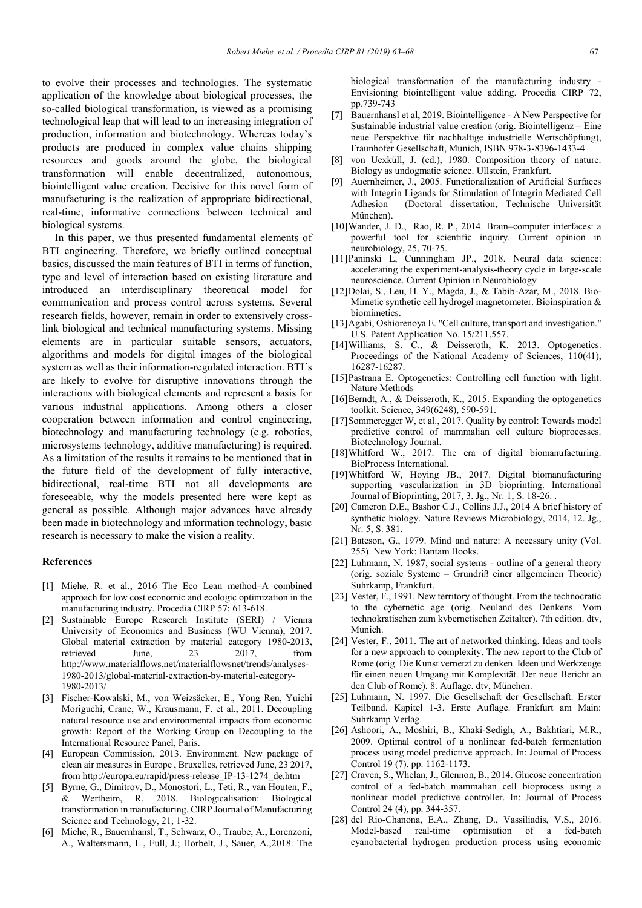to evolve their processes and technologies. The systematic application of the knowledge about biological processes, the so-called biological transformation, is viewed as a promising technological leap that will lead to an increasing integration of production, information and biotechnology. Whereas today's products are produced in complex value chains shipping resources and goods around the globe, the biological transformation will enable decentralized, autonomous, biointelligent value creation. Decisive for this novel form of manufacturing is the realization of appropriate bidirectional, real-time, informative connections between technical and biological systems.

In this paper, we thus presented fundamental elements of BTI engineering. Therefore, we briefly outlined conceptual basics, discussed the main features of BTI in terms of function, type and level of interaction based on existing literature and introduced an interdisciplinary theoretical model for communication and process control across systems. Several research fields, however, remain in order to extensively cross-link biological and technical manufacturing systems. Missing elements are in particular suitable sensors, actuators, algorithms and models for digital images of the biological system as well as their information-regulated interaction. BTI´s are likely to evolve for disruptive innovations through the interactions with biological elements and represent a basis for various industrial applications. Among others a closer cooperation between information and control engineering, biotechnology and manufacturing technology (e.g. robotics, microsystems technology, additive manufacturing) is required. As a limitation of the results it remains to be mentioned that in the future field of the development of fully interactive, bidirectional, real-time BTI not all developments are foreseeable, why the models presented here were kept as general as possible. Although major advances have already been made in biotechnology and information technology, basic research is necessary to make the vision a reality.

## References

[1] Miehe, R. et al., 2016 The Eco Lean method–A combined approach for low cost economic and ecologic optimization in the manufacturing industry. Procedia CIRP 57: 613-618.

[2] Sustainable Europe Research Institute (SERI) / Vienna University of Economics and Business (WU Vienna), 2017. Global material extraction by material category 1980-2013, retrieved June, 23 2017, from http://www.materialflows.net/materialflowsnet/trends/analyses-1980-2013/global-material-extraction-by-material-category-1980-2013/

[3] Fischer-Kowalski, M., von Weizsäcker, E., Yong Ren, Yuichi Moriguchi, Crane, W., Krausmann, F. et al., 2011. Decoupling natural resource use and environmental impacts from economic growth: Report of the Working Group on Decoupling to the International Resource Panel, Paris.

[4] European Commission, 2013. Environment. New package of clean air measures in Europe , Bruxelles, retrieved June, 23 2017, from http://europa.eu/rapid/press-release_IP-13-1274_de.htm

[5] Byrne, G., Dimitrov, D., Monostori, L., Teti, R., van Houten, F., & Wertheim, R. 2018. Biologicalisation: Biological transformation in manufacturing. CIRP Journal of Manufacturing Science and Technology, 21, 1-32.

[6] Miehe, R., Bauernhansl, T., Schwarz, O., Traube, A., Lorenzoni, A., Waltersmann, L., Full, J.; Horbelt, J., Sauer, A.,2018. The biological transformation of the manufacturing industry - Envisioning biointelligent value adding. Procedia CIRP 72, pp.739-743

[7] Bauernhansl et al, 2019. Biointelligence - A New Perspective for Sustainable industrial value creation (orig. Biointelligenz – Eine neue Perspektive für nachhaltige industrielle Wertschöpfung), Fraunhofer Gesellschaft, Munich, ISBN 978-3-8396-1433-4

[8] von Uexküll, J. (ed.), 1980. Composition theory of nature: Biology as undogmatic science. Ullstein, Frankfurt.

[9] Auernheimer, J., 2005. Functionalization of Artificial Surfaces with Integrin Ligands for Stimulation of Integrin Mediated Cell Adhesion (Doctoral dissertation, Technische Universität München).

[10] Wander, J. D., Rao, R. P., 2014. Brain–computer interfaces: a powerful tool for scientific inquiry. Current opinion in neurobiology, 25, 70-75.

[11] Paninski L, Cunningham JP., 2018. Neural data science: accelerating the experiment-analysis-theory cycle in large-scale neuroscience. Current Opinion in Neurobiology

[12] Dolai, S., Leu, H. Y., Magda, J., & Tabib-Azar, M., 2018. Bio-Mimetic synthetic cell hydrogel magnetometer. Bioinspiration & biomimetics.

[13] Agabi, Oshiorenoya E. "Cell culture, transport and investigation." U.S. Patent Application No. 15/211,557.

[14] Williams, S. C., & Deisseroth, K. 2013. Optogenetics. Proceedings of the National Academy of Sciences, 110(41), 16287-16287.

[15] Pastrana E. Optogenetics: Controlling cell function with light. Nature Methods

[16] Berndt, A., & Deisseroth, K., 2015. Expanding the optogenetics toolkit. Science, 349(6248), 590-591.

[17] Sommeregger W, et al., 2017. Quality by control: Towards model predictive control of mammalian cell culture bioprocesses. Biotechnology Journal.

[18] Whitford W., 2017. The era of digital biomanufacturing. BioProcess International.

[19] Whitford W, Hoying JB., 2017. Digital biomanufacturing supporting vascularization in 3D bioprinting. International Journal of Bioprinting, 2017, 3. Jg., Nr. 1, S. 18-26. .

[20] Cameron D.E., Bashor C.J., Collins J.J., 2014 A brief history of synthetic biology. Nature Reviews Microbiology, 2014, 12. Jg., Nr. 5, S. 381.

[21] Bateson, G., 1979. Mind and nature: A necessary unity (Vol. 255). New York: Bantam Books.

[22] Luhmann, N. 1987, social systems - outline of a general theory (orig. soziale Systeme – Grundriß einer allgemeinen Theorie) Suhrkamp, Frankfurt.

[23] Vester, F., 1991. New territory of thought. From the technocratic to the cybernetic age (orig. Neuland des Denkens. Vom technokratischen zum kybernetischen Zeitalter). 7th edition. dtv, Munich.

[24] Vester, F., 2011. The art of networked thinking. Ideas and tools for a new approach to complexity. The new report to the Club of Rome (orig. Die Kunst vernetzt zu denken. Ideen und Werkzeuge für einen neuen Umgang mit Komplexität. Der neue Bericht an den Club of Rome). 8. Auflage. dtv, München.

[25] Luhmann, N. 1997. Die Gesellschaft der Gesellschaft. Erster Teilband. Kapitel 1-3. Erste Auflage. Frankfurt am Main: Suhrkamp Verlag.

[26] Ashoori, A., Moshiri, B., Khaki-Sedigh, A., Bakhtiari, M.R., 2009. Optimal control of a nonlinear fed-batch fermentation process using model predictive approach. In: Journal of Process Control 19 (7). pp. 1162-1173.

[27] Craven, S., Whelan, J., Glennon, B., 2014. Glucose concentration control of a fed-batch mammalian cell bioprocess using a nonlinear model predictive controller. In: Journal of Process Control 24 (4), pp. 344-357.

[28] del Rio-Chanona, E.A., Zhang, D., Vassiliadis, V.S., 2016. Model-based real-time optimisation of a fed-batch cyanobacterial hydrogen production process using economic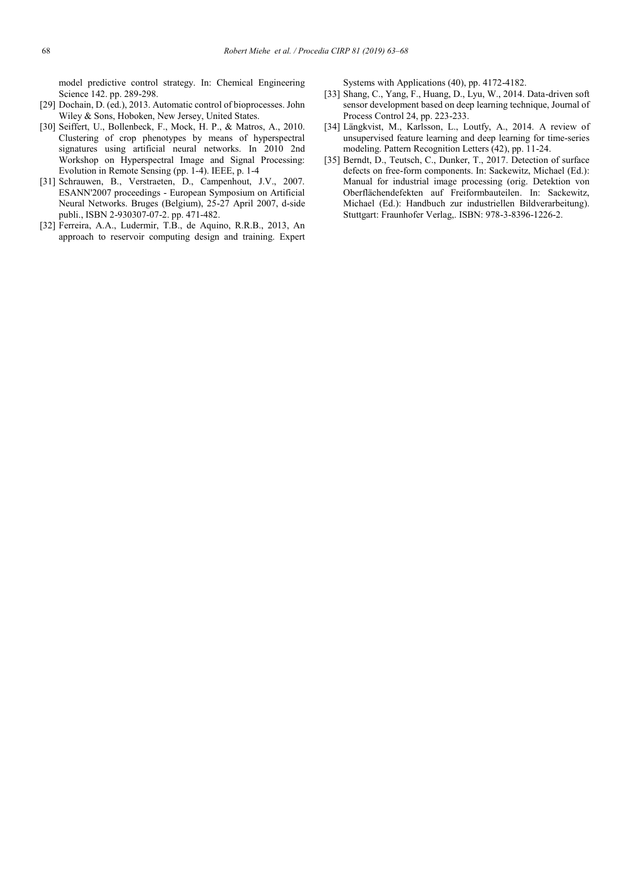model predictive control strategy. In: Chemical Engineering Science 142. pp. 289-298.

[29] Dochain, D. (ed.), 2013. Automatic control of bioprocesses. John Wiley & Sons, Hoboken, New Jersey, United States.

[30] Seiffert, U., Bollenbeck, F., Mock, H. P., & Matros, A., 2010. Clustering of crop phenotypes by means of hyperspectral signatures using artificial neural networks. In 2010 2nd Workshop on Hyperspectral Image and Signal Processing: Evolution in Remote Sensing (pp. 1-4). IEEE, p. 1-4

[31] Schrauwen, B., Verstraeten, D., Campenhout, J.V., 2007. ESANN'2007 proceedings - European Symposium on Artificial Neural Networks. Bruges (Belgium), 25-27 April 2007, d-side publi., ISBN 2-930307-07-2. pp. 471-482.

[32] Ferreira, A.A., Ludermir, T.B., de Aquino, R.R.B., 2013, An approach to reservoir computing design and training. Expert Systems with Applications (40), pp. 4172-4182.

[33] Shang, C., Yang, F., Huang, D., Lyu, W., 2014. Data-driven soft sensor development based on deep learning technique, Journal of Process Control 24, pp. 223-233.

[34] Längkvist, M., Karlsson, L., Loutfy, A., 2014. A review of unsupervised feature learning and deep learning for time-series modeling. Pattern Recognition Letters (42), pp. 11-24.

[35] Berndt, D., Teutsch, C., Dunker, T., 2017. Detection of surface defects on free-form components. In: Sackewitz, Michael (Ed.): Manual for industrial image processing (orig. Detektion von Oberflächendefekten auf Freiformbauteilen. In: Sackewitz, Michael (Ed.): Handbuch zur industriellen Bildverarbeitung). Stuttgart: Fraunhofer Verlag,. ISBN: 978-3-8396-1226-2.